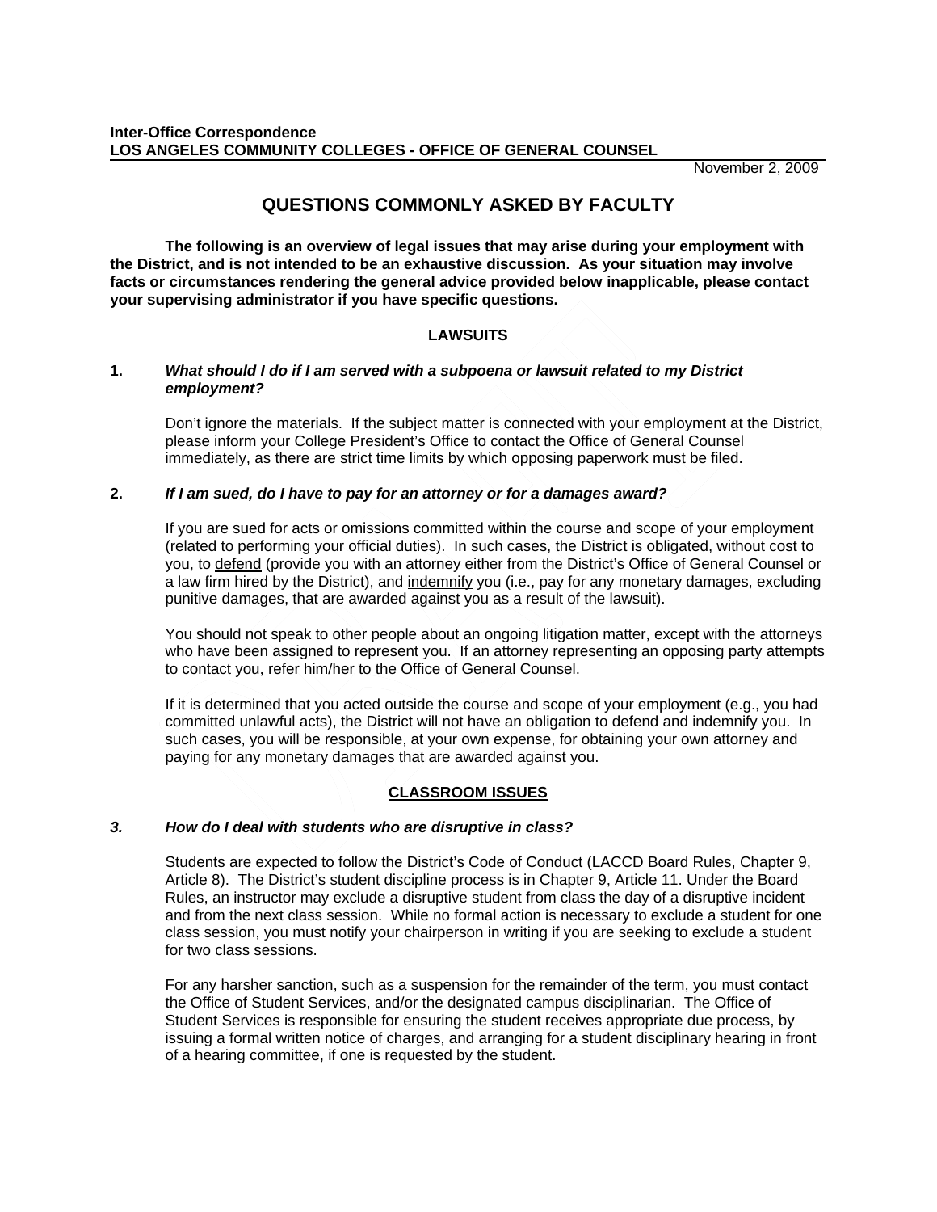**Inter-Office Correspondence**
**LOS ANGELES COMMUNITY COLLEGES - OFFICE OF GENERAL COUNSEL**

November 2, 2009

# QUESTIONS COMMONLY ASKED BY FACULTY

**The following is an overview of legal issues that may arise during your employment with the District, and is not intended to be an exhaustive discussion. As your situation may involve facts or circumstances rendering the general advice provided below inapplicable, please contact your supervising administrator if you have specific questions.**

## LAWSUITS

**1.** ***What should I do if I am served with a subpoena or lawsuit related to my District employment?***

Don't ignore the materials. If the subject matter is connected with your employment at the District, please inform your College President's Office to contact the Office of General Counsel immediately, as there are strict time limits by which opposing paperwork must be filed.

**2.** ***If I am sued, do I have to pay for an attorney or for a damages award?***

If you are sued for acts or omissions committed within the course and scope of your employment (related to performing your official duties). In such cases, the District is obligated, without cost to you, to defend (provide you with an attorney either from the District's Office of General Counsel or a law firm hired by the District), and indemnify you (i.e., pay for any monetary damages, excluding punitive damages, that are awarded against you as a result of the lawsuit).

You should not speak to other people about an ongoing litigation matter, except with the attorneys who have been assigned to represent you. If an attorney representing an opposing party attempts to contact you, refer him/her to the Office of General Counsel.

If it is determined that you acted outside the course and scope of your employment (e.g., you had committed unlawful acts), the District will not have an obligation to defend and indemnify you. In such cases, you will be responsible, at your own expense, for obtaining your own attorney and paying for any monetary damages that are awarded against you.

## CLASSROOM ISSUES

***3. How do I deal with students who are disruptive in class?***

Students are expected to follow the District's Code of Conduct (LACCD Board Rules, Chapter 9, Article 8). The District's student discipline process is in Chapter 9, Article 11. Under the Board Rules, an instructor may exclude a disruptive student from class the day of a disruptive incident and from the next class session. While no formal action is necessary to exclude a student for one class session, you must notify your chairperson in writing if you are seeking to exclude a student for two class sessions.

For any harsher sanction, such as a suspension for the remainder of the term, you must contact the Office of Student Services, and/or the designated campus disciplinarian. The Office of Student Services is responsible for ensuring the student receives appropriate due process, by issuing a formal written notice of charges, and arranging for a student disciplinary hearing in front of a hearing committee, if one is requested by the student.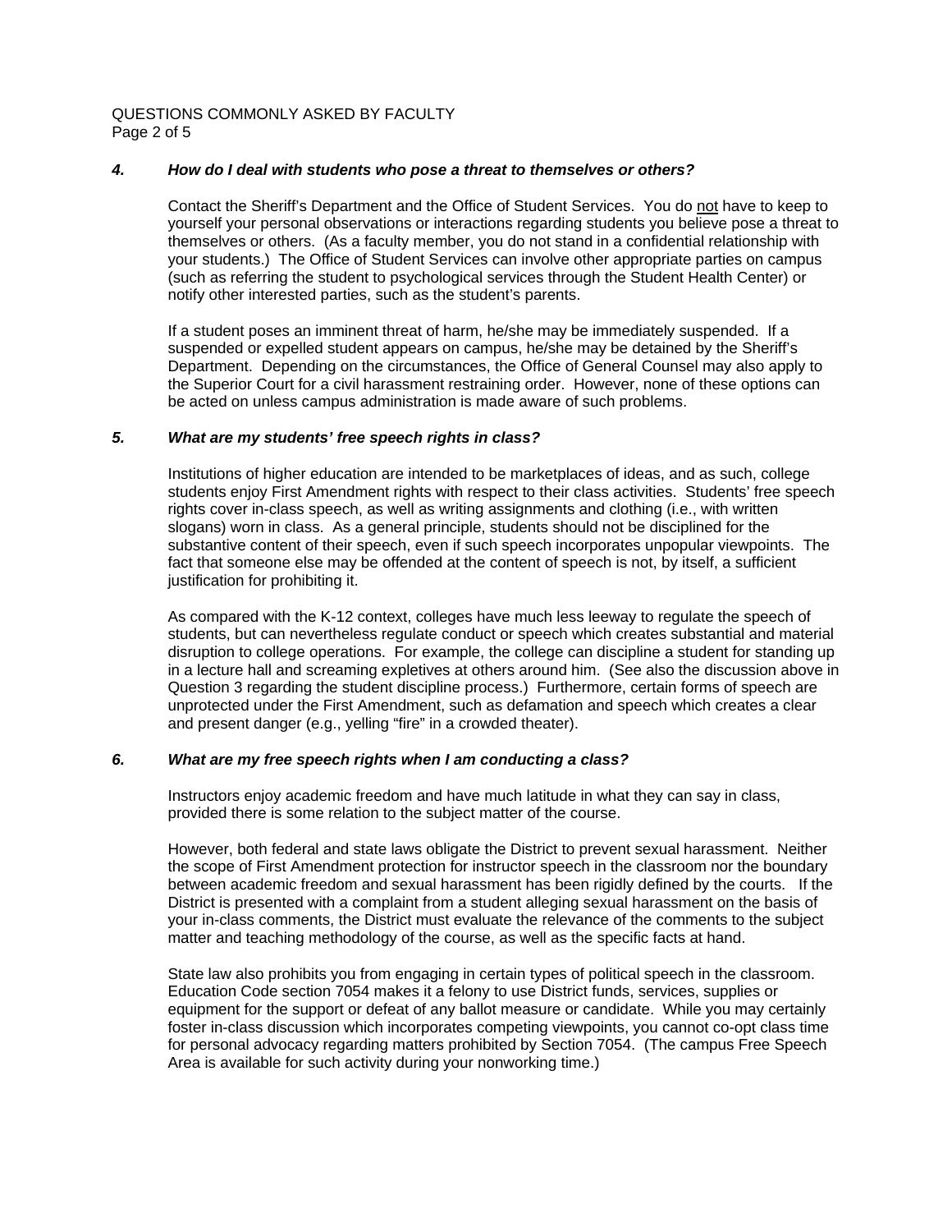### *4. How do I deal with students who pose a threat to themselves or others?*

Contact the Sheriff's Department and the Office of Student Services. You do <u>not</u> have to keep to yourself your personal observations or interactions regarding students you believe pose a threat to themselves or others. (As a faculty member, you do not stand in a confidential relationship with your students.) The Office of Student Services can involve other appropriate parties on campus (such as referring the student to psychological services through the Student Health Center) or notify other interested parties, such as the student's parents.

If a student poses an imminent threat of harm, he/she may be immediately suspended. If a suspended or expelled student appears on campus, he/she may be detained by the Sheriff's Department. Depending on the circumstances, the Office of General Counsel may also apply to the Superior Court for a civil harassment restraining order. However, none of these options can be acted on unless campus administration is made aware of such problems.

### *5. What are my students' free speech rights in class?*

Institutions of higher education are intended to be marketplaces of ideas, and as such, college students enjoy First Amendment rights with respect to their class activities. Students' free speech rights cover in-class speech, as well as writing assignments and clothing (i.e., with written slogans) worn in class. As a general principle, students should not be disciplined for the substantive content of their speech, even if such speech incorporates unpopular viewpoints. The fact that someone else may be offended at the content of speech is not, by itself, a sufficient justification for prohibiting it.

As compared with the K-12 context, colleges have much less leeway to regulate the speech of students, but can nevertheless regulate conduct or speech which creates substantial and material disruption to college operations. For example, the college can discipline a student for standing up in a lecture hall and screaming expletives at others around him. (See also the discussion above in Question 3 regarding the student discipline process.) Furthermore, certain forms of speech are unprotected under the First Amendment, such as defamation and speech which creates a clear and present danger (e.g., yelling "fire" in a crowded theater).

### *6. What are my free speech rights when I am conducting a class?*

Instructors enjoy academic freedom and have much latitude in what they can say in class, provided there is some relation to the subject matter of the course.

However, both federal and state laws obligate the District to prevent sexual harassment. Neither the scope of First Amendment protection for instructor speech in the classroom nor the boundary between academic freedom and sexual harassment has been rigidly defined by the courts. If the District is presented with a complaint from a student alleging sexual harassment on the basis of your in-class comments, the District must evaluate the relevance of the comments to the subject matter and teaching methodology of the course, as well as the specific facts at hand.

State law also prohibits you from engaging in certain types of political speech in the classroom. Education Code section 7054 makes it a felony to use District funds, services, supplies or equipment for the support or defeat of any ballot measure or candidate. While you may certainly foster in-class discussion which incorporates competing viewpoints, you cannot co-opt class time for personal advocacy regarding matters prohibited by Section 7054. (The campus Free Speech Area is available for such activity during your nonworking time.)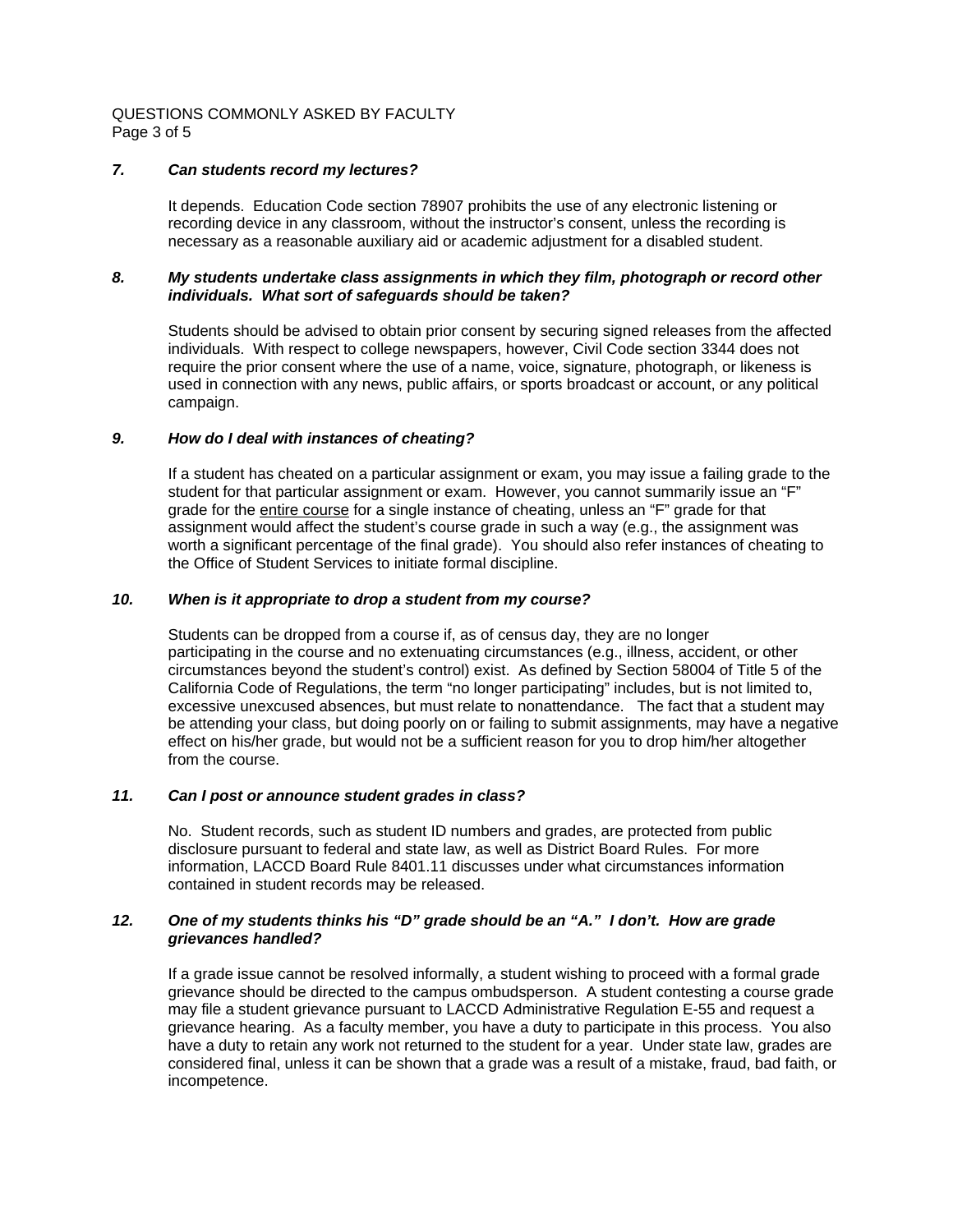***7. Can students record my lectures?***

It depends. Education Code section 78907 prohibits the use of any electronic listening or recording device in any classroom, without the instructor's consent, unless the recording is necessary as a reasonable auxiliary aid or academic adjustment for a disabled student.

***8. My students undertake class assignments in which they film, photograph or record other individuals. What sort of safeguards should be taken?***

Students should be advised to obtain prior consent by securing signed releases from the affected individuals. With respect to college newspapers, however, Civil Code section 3344 does not require the prior consent where the use of a name, voice, signature, photograph, or likeness is used in connection with any news, public affairs, or sports broadcast or account, or any political campaign.

***9. How do I deal with instances of cheating?***

If a student has cheated on a particular assignment or exam, you may issue a failing grade to the student for that particular assignment or exam. However, you cannot summarily issue an "F" grade for the <u>entire course</u> for a single instance of cheating, unless an "F" grade for that assignment would affect the student's course grade in such a way (e.g., the assignment was worth a significant percentage of the final grade). You should also refer instances of cheating to the Office of Student Services to initiate formal discipline.

***10. When is it appropriate to drop a student from my course?***

Students can be dropped from a course if, as of census day, they are no longer participating in the course and no extenuating circumstances (e.g., illness, accident, or other circumstances beyond the student's control) exist. As defined by Section 58004 of Title 5 of the California Code of Regulations, the term "no longer participating" includes, but is not limited to, excessive unexcused absences, but must relate to nonattendance. The fact that a student may be attending your class, but doing poorly on or failing to submit assignments, may have a negative effect on his/her grade, but would not be a sufficient reason for you to drop him/her altogether from the course.

***11. Can I post or announce student grades in class?***

No. Student records, such as student ID numbers and grades, are protected from public disclosure pursuant to federal and state law, as well as District Board Rules. For more information, LACCD Board Rule 8401.11 discusses under what circumstances information contained in student records may be released.

***12. One of my students thinks his "D" grade should be an "A." I don't. How are grade grievances handled?***

If a grade issue cannot be resolved informally, a student wishing to proceed with a formal grade grievance should be directed to the campus ombudsperson. A student contesting a course grade may file a student grievance pursuant to LACCD Administrative Regulation E-55 and request a grievance hearing. As a faculty member, you have a duty to participate in this process. You also have a duty to retain any work not returned to the student for a year. Under state law, grades are considered final, unless it can be shown that a grade was a result of a mistake, fraud, bad faith, or incompetence.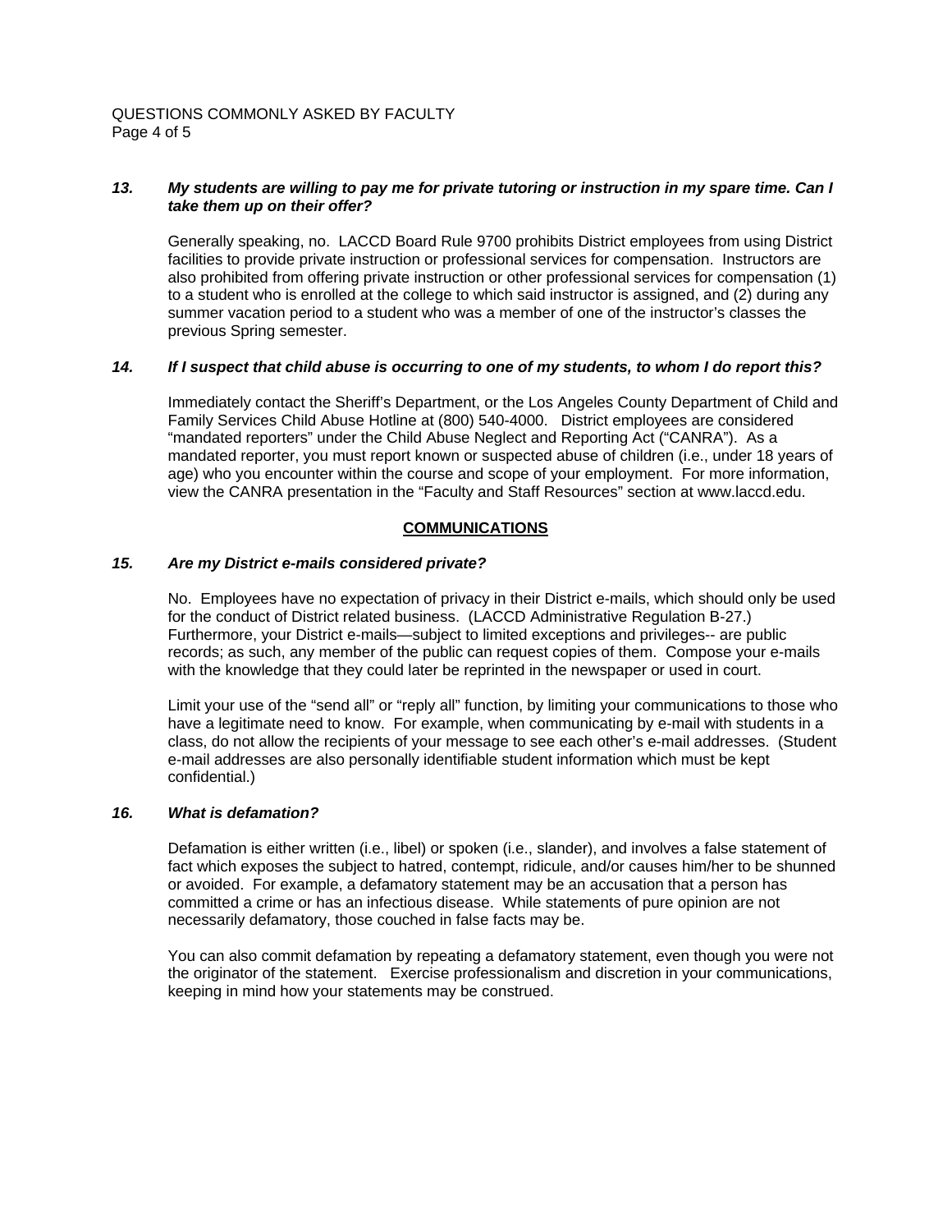### *13. My students are willing to pay me for private tutoring or instruction in my spare time. Can I take them up on their offer?*

Generally speaking, no. LACCD Board Rule 9700 prohibits District employees from using District facilities to provide private instruction or professional services for compensation. Instructors are also prohibited from offering private instruction or other professional services for compensation (1) to a student who is enrolled at the college to which said instructor is assigned, and (2) during any summer vacation period to a student who was a member of one of the instructor's classes the previous Spring semester.

### *14. If I suspect that child abuse is occurring to one of my students, to whom I do report this?*

Immediately contact the Sheriff's Department, or the Los Angeles County Department of Child and Family Services Child Abuse Hotline at (800) 540-4000. District employees are considered "mandated reporters" under the Child Abuse Neglect and Reporting Act ("CANRA"). As a mandated reporter, you must report known or suspected abuse of children (i.e., under 18 years of age) who you encounter within the course and scope of your employment. For more information, view the CANRA presentation in the "Faculty and Staff Resources" section at www.laccd.edu.

## COMMUNICATIONS

### *15. Are my District e-mails considered private?*

No. Employees have no expectation of privacy in their District e-mails, which should only be used for the conduct of District related business. (LACCD Administrative Regulation B-27.) Furthermore, your District e-mails—subject to limited exceptions and privileges-- are public records; as such, any member of the public can request copies of them. Compose your e-mails with the knowledge that they could later be reprinted in the newspaper or used in court.

Limit your use of the "send all" or "reply all" function, by limiting your communications to those who have a legitimate need to know. For example, when communicating by e-mail with students in a class, do not allow the recipients of your message to see each other's e-mail addresses. (Student e-mail addresses are also personally identifiable student information which must be kept confidential.)

### *16. What is defamation?*

Defamation is either written (i.e., libel) or spoken (i.e., slander), and involves a false statement of fact which exposes the subject to hatred, contempt, ridicule, and/or causes him/her to be shunned or avoided. For example, a defamatory statement may be an accusation that a person has committed a crime or has an infectious disease. While statements of pure opinion are not necessarily defamatory, those couched in false facts may be.

You can also commit defamation by repeating a defamatory statement, even though you were not the originator of the statement. Exercise professionalism and discretion in your communications, keeping in mind how your statements may be construed.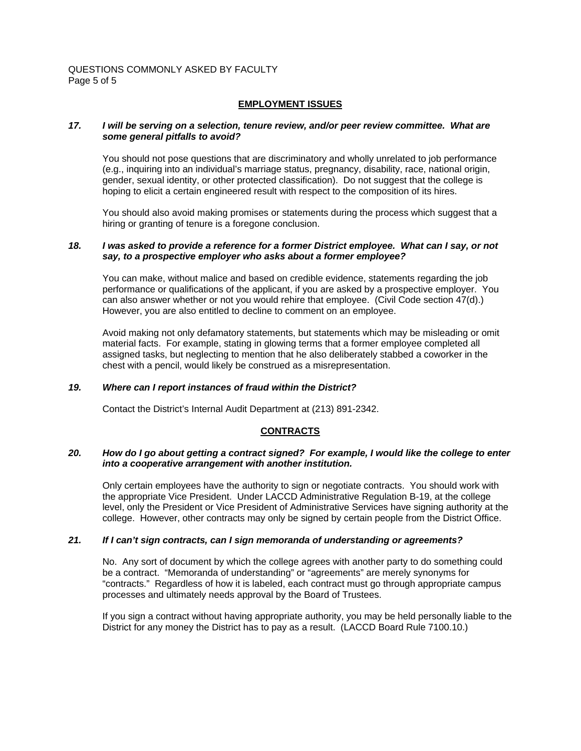## EMPLOYMENT ISSUES

***17. I will be serving on a selection, tenure review, and/or peer review committee. What are some general pitfalls to avoid?***

You should not pose questions that are discriminatory and wholly unrelated to job performance (e.g., inquiring into an individual's marriage status, pregnancy, disability, race, national origin, gender, sexual identity, or other protected classification). Do not suggest that the college is hoping to elicit a certain engineered result with respect to the composition of its hires.

You should also avoid making promises or statements during the process which suggest that a hiring or granting of tenure is a foregone conclusion.

***18. I was asked to provide a reference for a former District employee. What can I say, or not say, to a prospective employer who asks about a former employee?***

You can make, without malice and based on credible evidence, statements regarding the job performance or qualifications of the applicant, if you are asked by a prospective employer. You can also answer whether or not you would rehire that employee. (Civil Code section 47(d).) However, you are also entitled to decline to comment on an employee.

Avoid making not only defamatory statements, but statements which may be misleading or omit material facts. For example, stating in glowing terms that a former employee completed all assigned tasks, but neglecting to mention that he also deliberately stabbed a coworker in the chest with a pencil, would likely be construed as a misrepresentation.

***19. Where can I report instances of fraud within the District?***

Contact the District's Internal Audit Department at (213) 891-2342.

## CONTRACTS

***20. How do I go about getting a contract signed? For example, I would like the college to enter into a cooperative arrangement with another institution.***

Only certain employees have the authority to sign or negotiate contracts. You should work with the appropriate Vice President. Under LACCD Administrative Regulation B-19, at the college level, only the President or Vice President of Administrative Services have signing authority at the college. However, other contracts may only be signed by certain people from the District Office.

***21. If I can't sign contracts, can I sign memoranda of understanding or agreements?***

No. Any sort of document by which the college agrees with another party to do something could be a contract. "Memoranda of understanding" or "agreements" are merely synonyms for "contracts." Regardless of how it is labeled, each contract must go through appropriate campus processes and ultimately needs approval by the Board of Trustees.

If you sign a contract without having appropriate authority, you may be held personally liable to the District for any money the District has to pay as a result. (LACCD Board Rule 7100.10.)